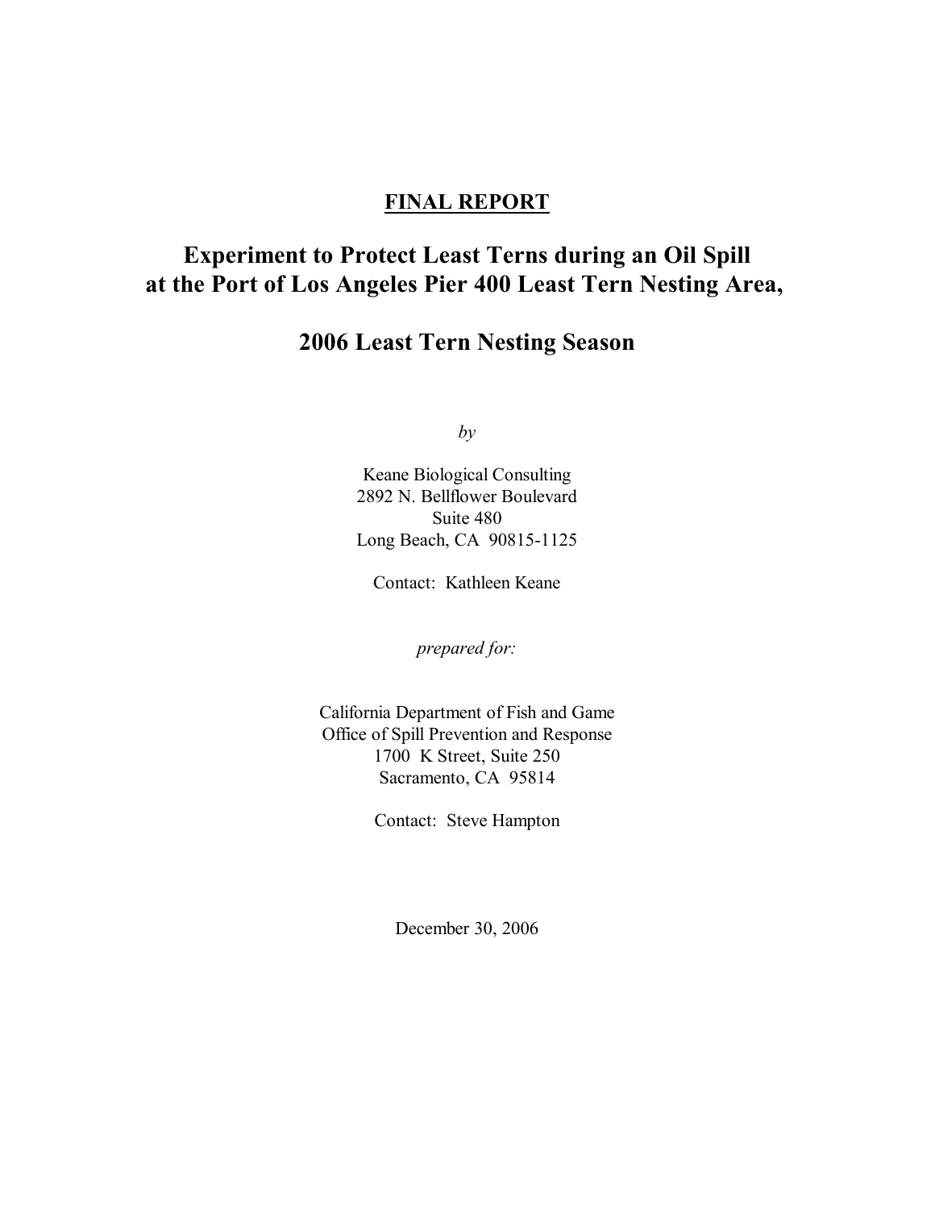**FINAL REPORT**

# Experiment to Protect Least Terns during an Oil Spill at the Port of Los Angeles Pier 400 Least Tern Nesting Area,

# 2006 Least Tern Nesting Season

*by*

Keane Biological Consulting
2892 N. Bellflower Boulevard
Suite 480
Long Beach, CA 90815-1125

Contact: Kathleen Keane

*prepared for:*

California Department of Fish and Game
Office of Spill Prevention and Response
1700 K Street, Suite 250
Sacramento, CA 95814

Contact: Steve Hampton

December 30, 2006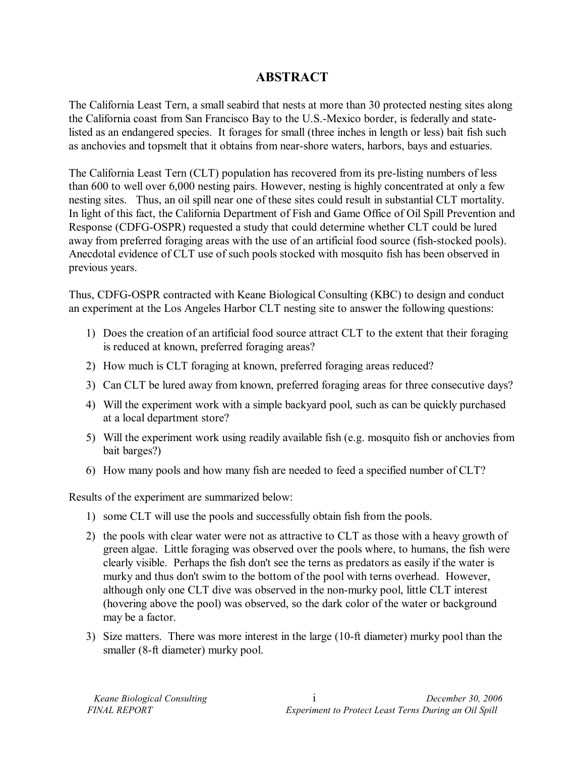# ABSTRACT

The California Least Tern, a small seabird that nests at more than 30 protected nesting sites along the California coast from San Francisco Bay to the U.S.-Mexico border, is federally and state-listed as an endangered species. It forages for small (three inches in length or less) bait fish such as anchovies and topsmelt that it obtains from near-shore waters, harbors, bays and estuaries.

The California Least Tern (CLT) population has recovered from its pre-listing numbers of less than 600 to well over 6,000 nesting pairs. However, nesting is highly concentrated at only a few nesting sites. Thus, an oil spill near one of these sites could result in substantial CLT mortality. In light of this fact, the California Department of Fish and Game Office of Oil Spill Prevention and Response (CDFG-OSPR) requested a study that could determine whether CLT could be lured away from preferred foraging areas with the use of an artificial food source (fish-stocked pools). Anecdotal evidence of CLT use of such pools stocked with mosquito fish has been observed in previous years.

Thus, CDFG-OSPR contracted with Keane Biological Consulting (KBC) to design and conduct an experiment at the Los Angeles Harbor CLT nesting site to answer the following questions:

1) Does the creation of an artificial food source attract CLT to the extent that their foraging is reduced at known, preferred foraging areas?
2) How much is CLT foraging at known, preferred foraging areas reduced?
3) Can CLT be lured away from known, preferred foraging areas for three consecutive days?
4) Will the experiment work with a simple backyard pool, such as can be quickly purchased at a local department store?
5) Will the experiment work using readily available fish (e.g. mosquito fish or anchovies from bait barges?)
6) How many pools and how many fish are needed to feed a specified number of CLT?

Results of the experiment are summarized below:

1) some CLT will use the pools and successfully obtain fish from the pools.
2) the pools with clear water were not as attractive to CLT as those with a heavy growth of green algae. Little foraging was observed over the pools where, to humans, the fish were clearly visible. Perhaps the fish don't see the terns as predators as easily if the water is murky and thus don't swim to the bottom of the pool with terns overhead. However, although only one CLT dive was observed in the non-murky pool, little CLT interest (hovering above the pool) was observed, so the dark color of the water or background may be a factor.
3) Size matters. There was more interest in the large (10-ft diameter) murky pool than the smaller (8-ft diameter) murky pool.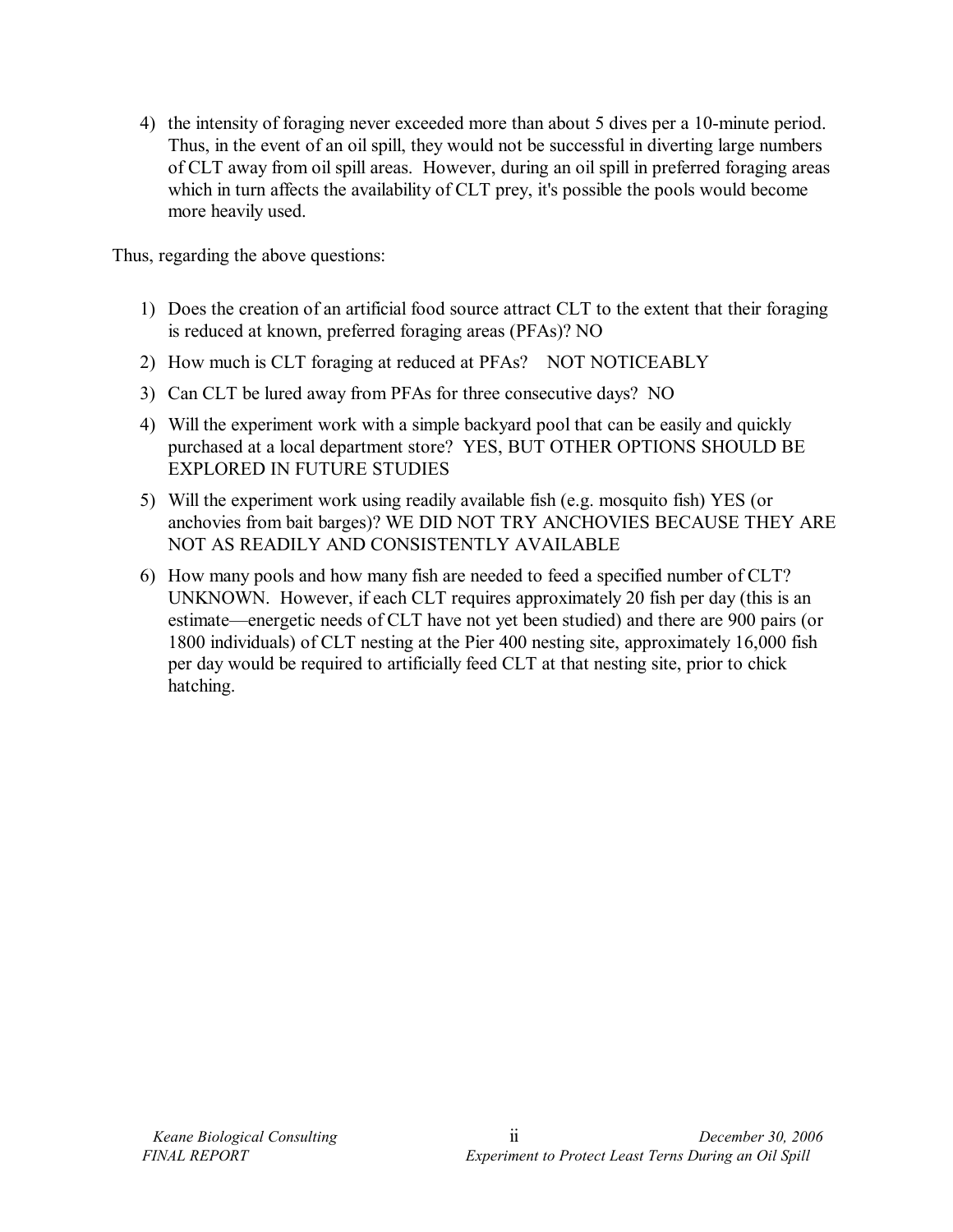4) the intensity of foraging never exceeded more than about 5 dives per a 10-minute period. Thus, in the event of an oil spill, they would not be successful in diverting large numbers of CLT away from oil spill areas. However, during an oil spill in preferred foraging areas which in turn affects the availability of CLT prey, it's possible the pools would become more heavily used.

Thus, regarding the above questions:

1) Does the creation of an artificial food source attract CLT to the extent that their foraging is reduced at known, preferred foraging areas (PFAs)? NO
2) How much is CLT foraging at reduced at PFAs? NOT NOTICEABLY
3) Can CLT be lured away from PFAs for three consecutive days? NO
4) Will the experiment work with a simple backyard pool that can be easily and quickly purchased at a local department store? YES, BUT OTHER OPTIONS SHOULD BE EXPLORED IN FUTURE STUDIES
5) Will the experiment work using readily available fish (e.g. mosquito fish) YES (or anchovies from bait barges)? WE DID NOT TRY ANCHOVIES BECAUSE THEY ARE NOT AS READILY AND CONSISTENTLY AVAILABLE
6) How many pools and how many fish are needed to feed a specified number of CLT? UNKNOWN. However, if each CLT requires approximately 20 fish per day (this is an estimate—energetic needs of CLT have not yet been studied) and there are 900 pairs (or 1800 individuals) of CLT nesting at the Pier 400 nesting site, approximately 16,000 fish per day would be required to artificially feed CLT at that nesting site, prior to chick hatching.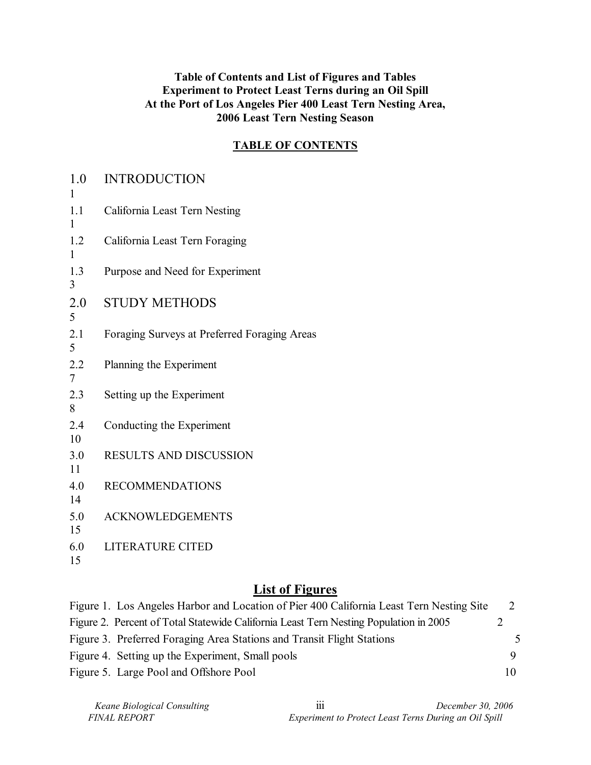**Table of Contents and List of Figures and Tables**
**Experiment to Protect Least Terns during an Oil Spill**
**At the Port of Los Angeles Pier 400 Least Tern Nesting Area,**
**2006 Least Tern Nesting Season**

## TABLE OF CONTENTS

| Section | Title | Page |
|---|---|---|
| 1.0 | INTRODUCTION | 1 |
| 1.1 | California Least Tern Nesting | 1 |
| 1.2 | California Least Tern Foraging | 1 |
| 1.3 | Purpose and Need for Experiment | 3 |
| 2.0 | STUDY METHODS | 5 |
| 2.1 | Foraging Surveys at Preferred Foraging Areas | 5 |
| 2.2 | Planning the Experiment | 7 |
| 2.3 | Setting up the Experiment | 8 |
| 2.4 | Conducting the Experiment | 10 |
| 3.0 | RESULTS AND DISCUSSION | 11 |
| 4.0 | RECOMMENDATIONS | 14 |
| 5.0 | ACKNOWLEDGEMENTS | 15 |
| 6.0 | LITERATURE CITED | 15 |

## List of Figures

| Figure | Page |
|---|---|
| Figure 1. Los Angeles Harbor and Location of Pier 400 California Least Tern Nesting Site | 2 |
| Figure 2. Percent of Total Statewide California Least Tern Nesting Population in 2005 | 2 |
| Figure 3. Preferred Foraging Area Stations and Transit Flight Stations | 5 |
| Figure 4. Setting up the Experiment, Small pools | 9 |
| Figure 5. Large Pool and Offshore Pool | 10 |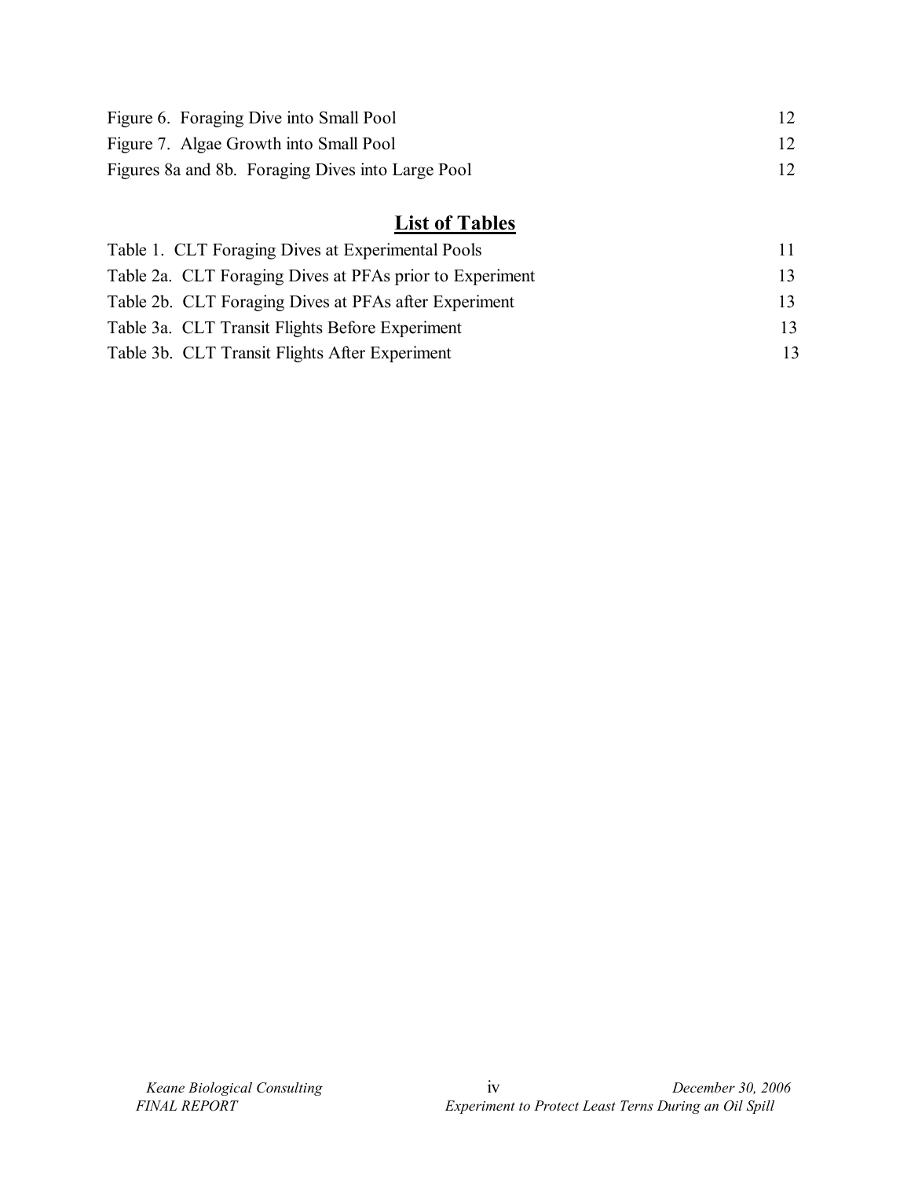Figure 6. Foraging Dive into Small Pool 12

Figure 7. Algae Growth into Small Pool 12

Figures 8a and 8b. Foraging Dives into Large Pool 12

## List of Tables

Table 1. CLT Foraging Dives at Experimental Pools 11

Table 2a. CLT Foraging Dives at PFAs prior to Experiment 13

Table 2b. CLT Foraging Dives at PFAs after Experiment 13

Table 3a. CLT Transit Flights Before Experiment 13

Table 3b. CLT Transit Flights After Experiment 13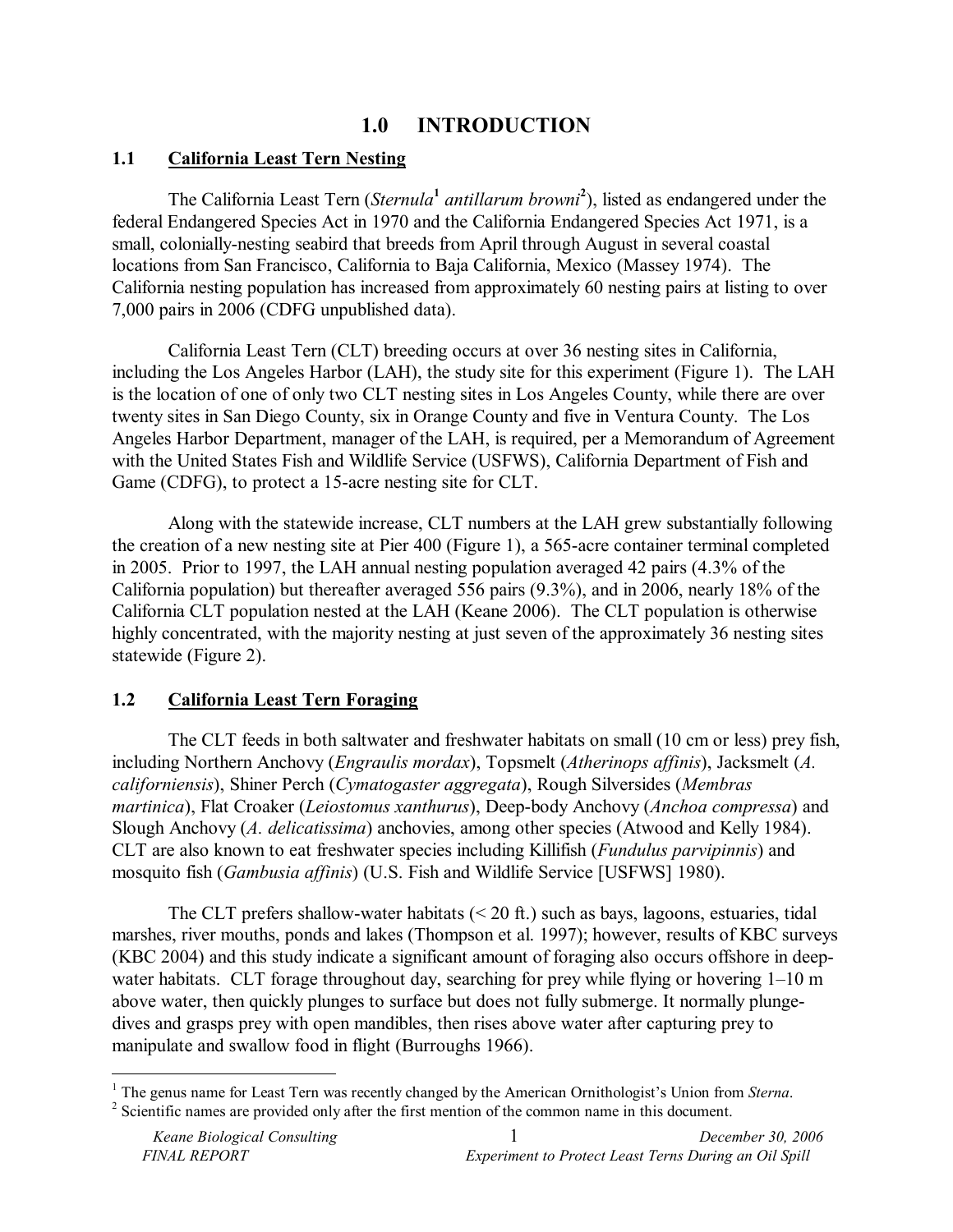# 1.0 INTRODUCTION

## 1.1 California Least Tern Nesting

The California Least Tern (*Sternula*[1] *antillarum browni*[2]), listed as endangered under the federal Endangered Species Act in 1970 and the California Endangered Species Act 1971, is a small, colonially-nesting seabird that breeds from April through August in several coastal locations from San Francisco, California to Baja California, Mexico (Massey 1974). The California nesting population has increased from approximately 60 nesting pairs at listing to over 7,000 pairs in 2006 (CDFG unpublished data).

California Least Tern (CLT) breeding occurs at over 36 nesting sites in California, including the Los Angeles Harbor (LAH), the study site for this experiment (Figure 1). The LAH is the location of one of only two CLT nesting sites in Los Angeles County, while there are over twenty sites in San Diego County, six in Orange County and five in Ventura County. The Los Angeles Harbor Department, manager of the LAH, is required, per a Memorandum of Agreement with the United States Fish and Wildlife Service (USFWS), California Department of Fish and Game (CDFG), to protect a 15-acre nesting site for CLT.

Along with the statewide increase, CLT numbers at the LAH grew substantially following the creation of a new nesting site at Pier 400 (Figure 1), a 565-acre container terminal completed in 2005. Prior to 1997, the LAH annual nesting population averaged 42 pairs (4.3% of the California population) but thereafter averaged 556 pairs (9.3%), and in 2006, nearly 18% of the California CLT population nested at the LAH (Keane 2006). The CLT population is otherwise highly concentrated, with the majority nesting at just seven of the approximately 36 nesting sites statewide (Figure 2).

## 1.2 California Least Tern Foraging

The CLT feeds in both saltwater and freshwater habitats on small (10 cm or less) prey fish, including Northern Anchovy (*Engraulis mordax*), Topsmelt (*Atherinops affinis*), Jacksmelt (*A. californiensis*), Shiner Perch (*Cymatogaster aggregata*), Rough Silversides (*Membras martinica*), Flat Croaker (*Leiostomus xanthurus*), Deep-body Anchovy (*Anchoa compressa*) and Slough Anchovy (*A. delicatissima*) anchovies, among other species (Atwood and Kelly 1984). CLT are also known to eat freshwater species including Killifish (*Fundulus parvipinnis*) and mosquito fish (*Gambusia affinis*) (U.S. Fish and Wildlife Service [USFWS] 1980).

The CLT prefers shallow-water habitats (< 20 ft.) such as bays, lagoons, estuaries, tidal marshes, river mouths, ponds and lakes (Thompson et al. 1997); however, results of KBC surveys (KBC 2004) and this study indicate a significant amount of foraging also occurs offshore in deep-water habitats. CLT forage throughout day, searching for prey while flying or hovering 1–10 m above water, then quickly plunges to surface but does not fully submerge. It normally plunge-dives and grasps prey with open mandibles, then rises above water after capturing prey to manipulate and swallow food in flight (Burroughs 1966).

---

[1] The genus name for Least Tern was recently changed by the American Ornithologist's Union from *Sterna*.

[2] Scientific names are provided only after the first mention of the common name in this document.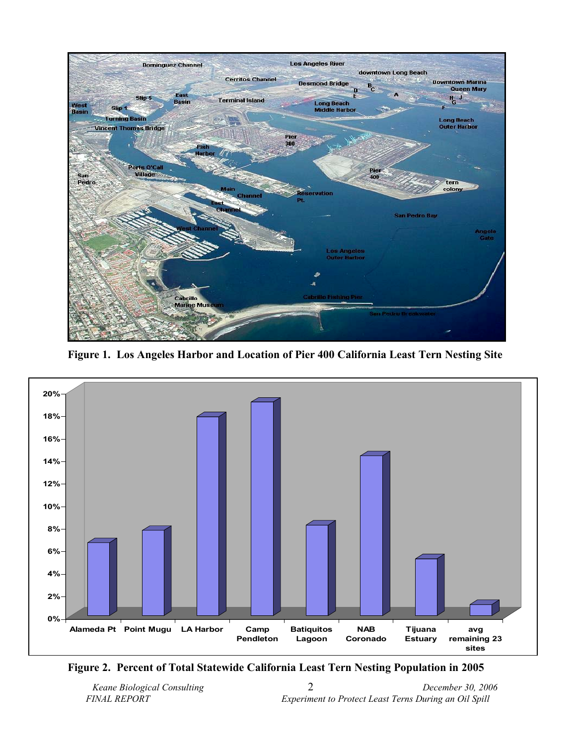**Figure 1. Los Angeles Harbor and Location of Pier 400 California Least Tern Nesting Site**

**Figure 2. Percent of Total Statewide California Least Tern Nesting Population in 2005**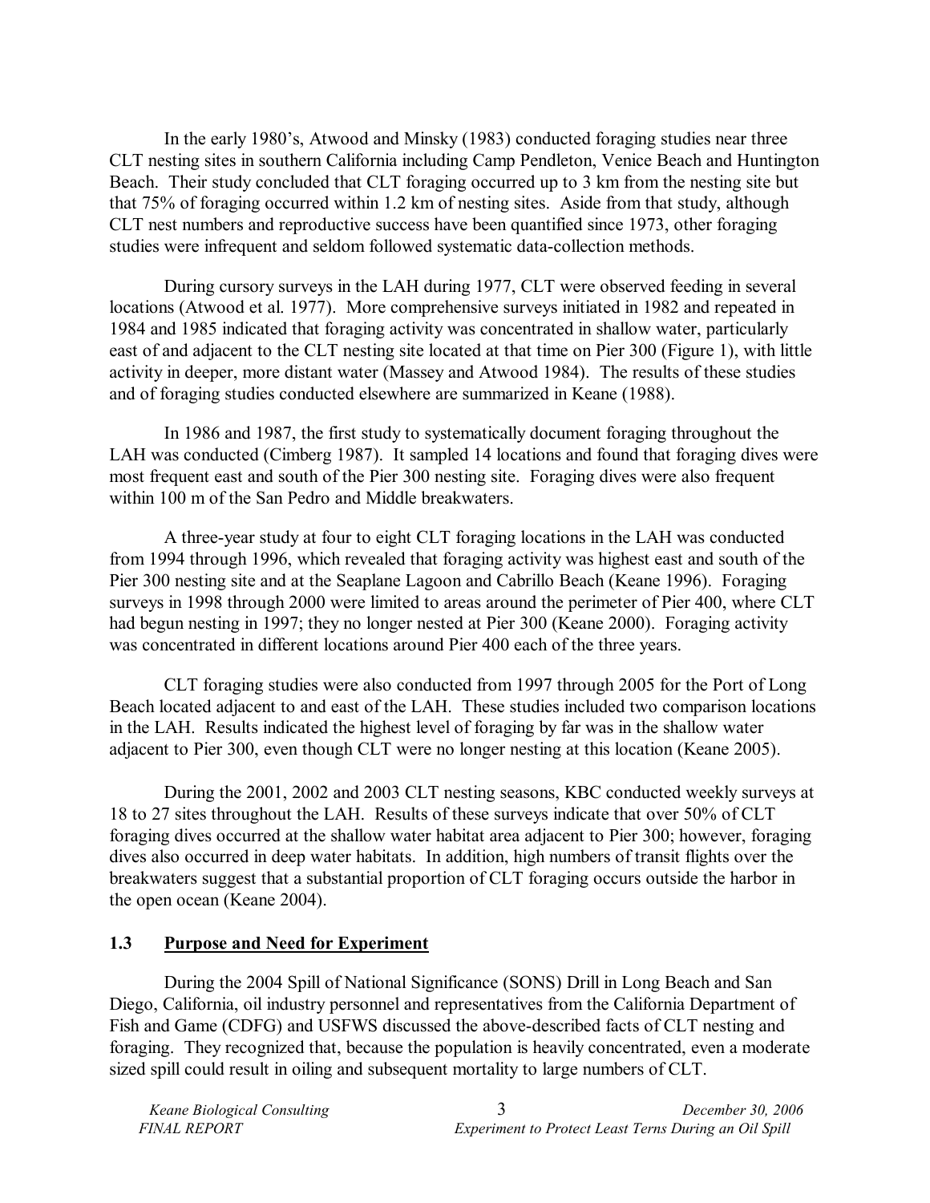In the early 1980's, Atwood and Minsky (1983) conducted foraging studies near three CLT nesting sites in southern California including Camp Pendleton, Venice Beach and Huntington Beach. Their study concluded that CLT foraging occurred up to 3 km from the nesting site but that 75% of foraging occurred within 1.2 km of nesting sites. Aside from that study, although CLT nest numbers and reproductive success have been quantified since 1973, other foraging studies were infrequent and seldom followed systematic data-collection methods.

During cursory surveys in the LAH during 1977, CLT were observed feeding in several locations (Atwood et al. 1977). More comprehensive surveys initiated in 1982 and repeated in 1984 and 1985 indicated that foraging activity was concentrated in shallow water, particularly east of and adjacent to the CLT nesting site located at that time on Pier 300 (Figure 1), with little activity in deeper, more distant water (Massey and Atwood 1984). The results of these studies and of foraging studies conducted elsewhere are summarized in Keane (1988).

In 1986 and 1987, the first study to systematically document foraging throughout the LAH was conducted (Cimberg 1987). It sampled 14 locations and found that foraging dives were most frequent east and south of the Pier 300 nesting site. Foraging dives were also frequent within 100 m of the San Pedro and Middle breakwaters.

A three-year study at four to eight CLT foraging locations in the LAH was conducted from 1994 through 1996, which revealed that foraging activity was highest east and south of the Pier 300 nesting site and at the Seaplane Lagoon and Cabrillo Beach (Keane 1996). Foraging surveys in 1998 through 2000 were limited to areas around the perimeter of Pier 400, where CLT had begun nesting in 1997; they no longer nested at Pier 300 (Keane 2000). Foraging activity was concentrated in different locations around Pier 400 each of the three years.

CLT foraging studies were also conducted from 1997 through 2005 for the Port of Long Beach located adjacent to and east of the LAH. These studies included two comparison locations in the LAH. Results indicated the highest level of foraging by far was in the shallow water adjacent to Pier 300, even though CLT were no longer nesting at this location (Keane 2005).

During the 2001, 2002 and 2003 CLT nesting seasons, KBC conducted weekly surveys at 18 to 27 sites throughout the LAH. Results of these surveys indicate that over 50% of CLT foraging dives occurred at the shallow water habitat area adjacent to Pier 300; however, foraging dives also occurred in deep water habitats. In addition, high numbers of transit flights over the breakwaters suggest that a substantial proportion of CLT foraging occurs outside the harbor in the open ocean (Keane 2004).

### 1.3 Purpose and Need for Experiment

During the 2004 Spill of National Significance (SONS) Drill in Long Beach and San Diego, California, oil industry personnel and representatives from the California Department of Fish and Game (CDFG) and USFWS discussed the above-described facts of CLT nesting and foraging. They recognized that, because the population is heavily concentrated, even a moderate sized spill could result in oiling and subsequent mortality to large numbers of CLT.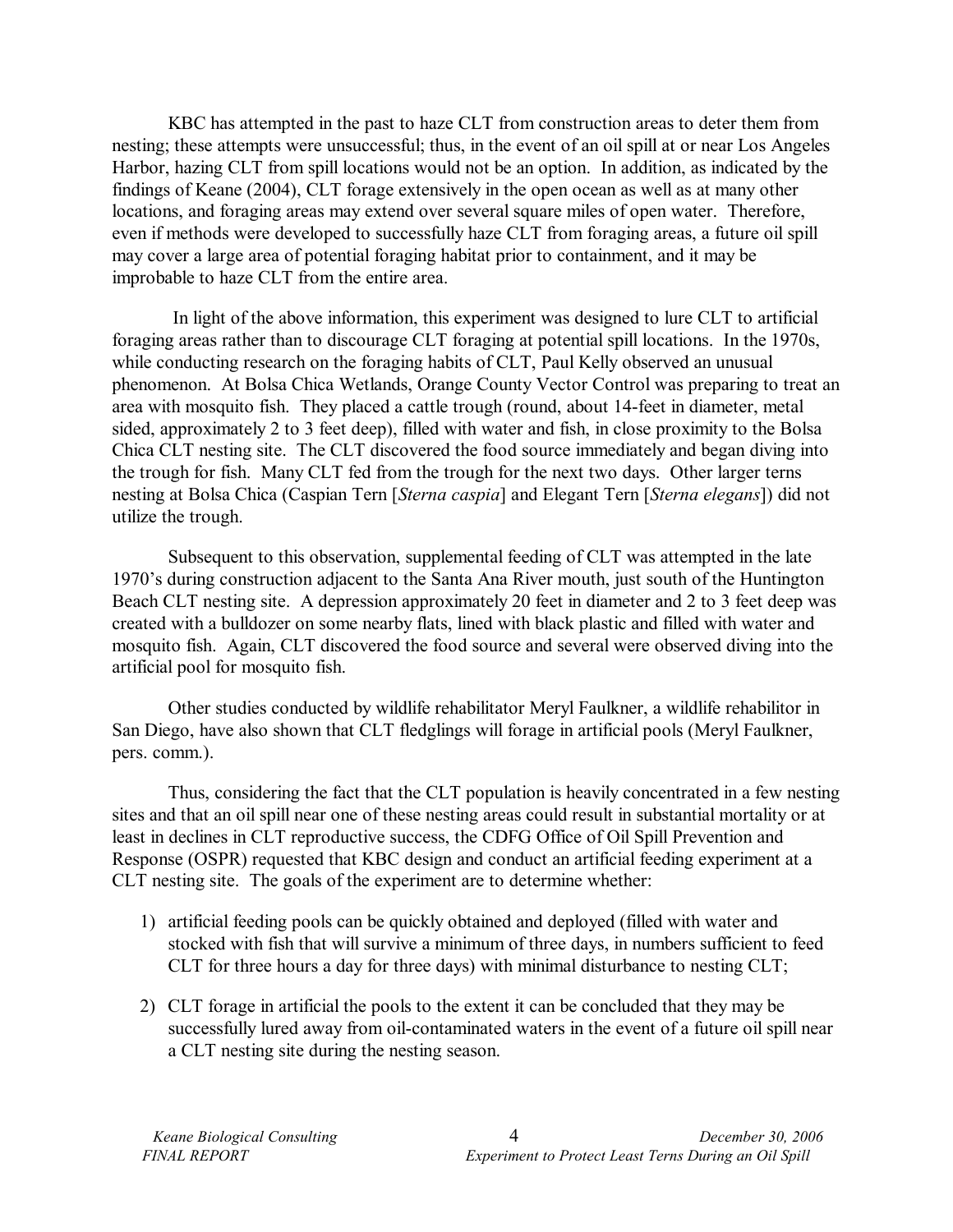KBC has attempted in the past to haze CLT from construction areas to deter them from nesting; these attempts were unsuccessful; thus, in the event of an oil spill at or near Los Angeles Harbor, hazing CLT from spill locations would not be an option. In addition, as indicated by the findings of Keane (2004), CLT forage extensively in the open ocean as well as at many other locations, and foraging areas may extend over several square miles of open water. Therefore, even if methods were developed to successfully haze CLT from foraging areas, a future oil spill may cover a large area of potential foraging habitat prior to containment, and it may be improbable to haze CLT from the entire area.

In light of the above information, this experiment was designed to lure CLT to artificial foraging areas rather than to discourage CLT foraging at potential spill locations. In the 1970s, while conducting research on the foraging habits of CLT, Paul Kelly observed an unusual phenomenon. At Bolsa Chica Wetlands, Orange County Vector Control was preparing to treat an area with mosquito fish. They placed a cattle trough (round, about 14-feet in diameter, metal sided, approximately 2 to 3 feet deep), filled with water and fish, in close proximity to the Bolsa Chica CLT nesting site. The CLT discovered the food source immediately and began diving into the trough for fish. Many CLT fed from the trough for the next two days. Other larger terns nesting at Bolsa Chica (Caspian Tern [*Sterna caspia*] and Elegant Tern [*Sterna elegans*]) did not utilize the trough.

Subsequent to this observation, supplemental feeding of CLT was attempted in the late 1970's during construction adjacent to the Santa Ana River mouth, just south of the Huntington Beach CLT nesting site. A depression approximately 20 feet in diameter and 2 to 3 feet deep was created with a bulldozer on some nearby flats, lined with black plastic and filled with water and mosquito fish. Again, CLT discovered the food source and several were observed diving into the artificial pool for mosquito fish.

Other studies conducted by wildlife rehabilitator Meryl Faulkner, a wildlife rehabilitor in San Diego, have also shown that CLT fledglings will forage in artificial pools (Meryl Faulkner, pers. comm.).

Thus, considering the fact that the CLT population is heavily concentrated in a few nesting sites and that an oil spill near one of these nesting areas could result in substantial mortality or at least in declines in CLT reproductive success, the CDFG Office of Oil Spill Prevention and Response (OSPR) requested that KBC design and conduct an artificial feeding experiment at a CLT nesting site. The goals of the experiment are to determine whether:

1) artificial feeding pools can be quickly obtained and deployed (filled with water and stocked with fish that will survive a minimum of three days, in numbers sufficient to feed CLT for three hours a day for three days) with minimal disturbance to nesting CLT;

2) CLT forage in artificial the pools to the extent it can be concluded that they may be successfully lured away from oil-contaminated waters in the event of a future oil spill near a CLT nesting site during the nesting season.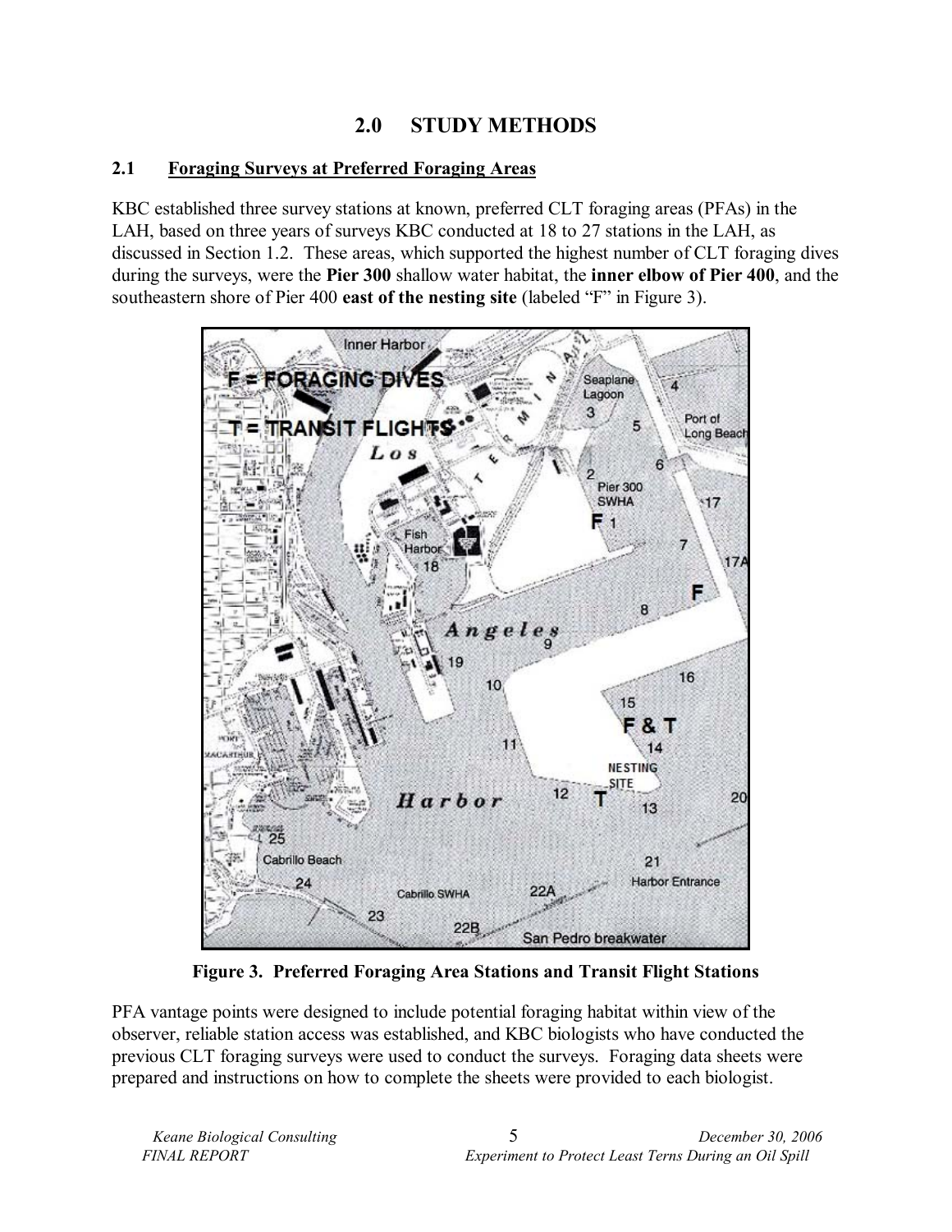## 2.0 STUDY METHODS

### 2.1 Foraging Surveys at Preferred Foraging Areas

KBC established three survey stations at known, preferred CLT foraging areas (PFAs) in the LAH, based on three years of surveys KBC conducted at 18 to 27 stations in the LAH, as discussed in Section 1.2. These areas, which supported the highest number of CLT foraging dives during the surveys, were the **Pier 300** shallow water habitat, the **inner elbow of Pier 400**, and the southeastern shore of Pier 400 **east of the nesting site** (labeled "F" in Figure 3).

**Figure 3. Preferred Foraging Area Stations and Transit Flight Stations**

PFA vantage points were designed to include potential foraging habitat within view of the observer, reliable station access was established, and KBC biologists who have conducted the previous CLT foraging surveys were used to conduct the surveys. Foraging data sheets were prepared and instructions on how to complete the sheets were provided to each biologist.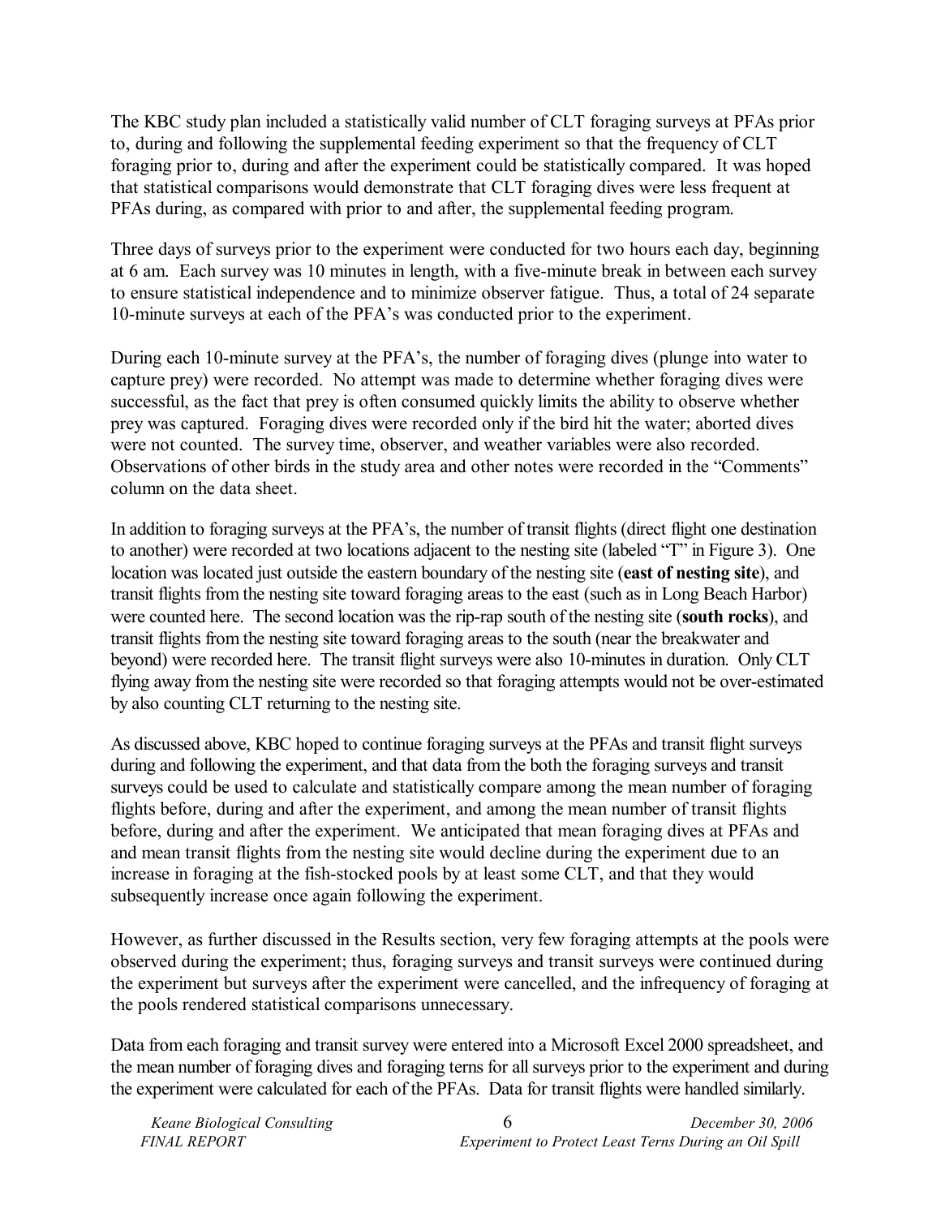The KBC study plan included a statistically valid number of CLT foraging surveys at PFAs prior to, during and following the supplemental feeding experiment so that the frequency of CLT foraging prior to, during and after the experiment could be statistically compared. It was hoped that statistical comparisons would demonstrate that CLT foraging dives were less frequent at PFAs during, as compared with prior to and after, the supplemental feeding program.

Three days of surveys prior to the experiment were conducted for two hours each day, beginning at 6 am. Each survey was 10 minutes in length, with a five-minute break in between each survey to ensure statistical independence and to minimize observer fatigue. Thus, a total of 24 separate 10-minute surveys at each of the PFA's was conducted prior to the experiment.

During each 10-minute survey at the PFA's, the number of foraging dives (plunge into water to capture prey) were recorded. No attempt was made to determine whether foraging dives were successful, as the fact that prey is often consumed quickly limits the ability to observe whether prey was captured. Foraging dives were recorded only if the bird hit the water; aborted dives were not counted. The survey time, observer, and weather variables were also recorded. Observations of other birds in the study area and other notes were recorded in the "Comments" column on the data sheet.

In addition to foraging surveys at the PFA's, the number of transit flights (direct flight one destination to another) were recorded at two locations adjacent to the nesting site (labeled "T" in Figure 3). One location was located just outside the eastern boundary of the nesting site (**east of nesting site**), and transit flights from the nesting site toward foraging areas to the east (such as in Long Beach Harbor) were counted here. The second location was the rip-rap south of the nesting site (**south rocks**), and transit flights from the nesting site toward foraging areas to the south (near the breakwater and beyond) were recorded here. The transit flight surveys were also 10-minutes in duration. Only CLT flying away from the nesting site were recorded so that foraging attempts would not be over-estimated by also counting CLT returning to the nesting site.

As discussed above, KBC hoped to continue foraging surveys at the PFAs and transit flight surveys during and following the experiment, and that data from the both the foraging surveys and transit surveys could be used to calculate and statistically compare among the mean number of foraging flights before, during and after the experiment, and among the mean number of transit flights before, during and after the experiment. We anticipated that mean foraging dives at PFAs and and mean transit flights from the nesting site would decline during the experiment due to an increase in foraging at the fish-stocked pools by at least some CLT, and that they would subsequently increase once again following the experiment.

However, as further discussed in the Results section, very few foraging attempts at the pools were observed during the experiment; thus, foraging surveys and transit surveys were continued during the experiment but surveys after the experiment were cancelled, and the infrequency of foraging at the pools rendered statistical comparisons unnecessary.

Data from each foraging and transit survey were entered into a Microsoft Excel 2000 spreadsheet, and the mean number of foraging dives and foraging terns for all surveys prior to the experiment and during the experiment were calculated for each of the PFAs. Data for transit flights were handled similarly.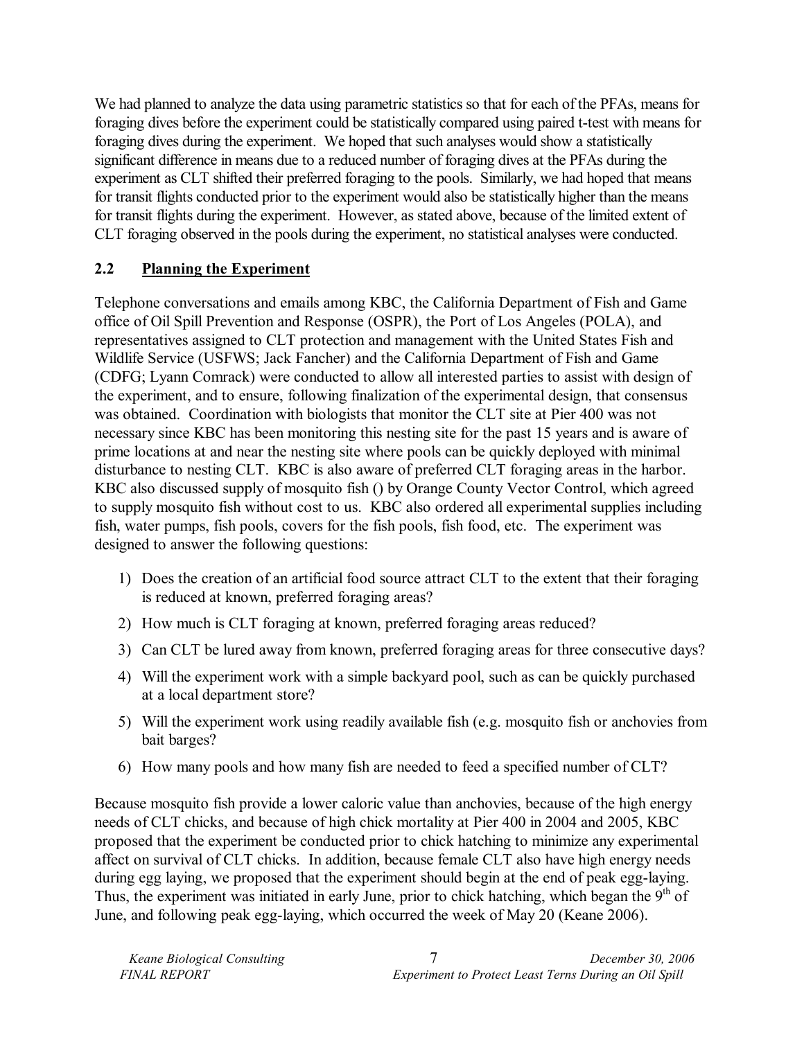We had planned to analyze the data using parametric statistics so that for each of the PFAs, means for foraging dives before the experiment could be statistically compared using paired t-test with means for foraging dives during the experiment. We hoped that such analyses would show a statistically significant difference in means due to a reduced number of foraging dives at the PFAs during the experiment as CLT shifted their preferred foraging to the pools. Similarly, we had hoped that means for transit flights conducted prior to the experiment would also be statistically higher than the means for transit flights during the experiment. However, as stated above, because of the limited extent of CLT foraging observed in the pools during the experiment, no statistical analyses were conducted.

## 2.2 Planning the Experiment

Telephone conversations and emails among KBC, the California Department of Fish and Game office of Oil Spill Prevention and Response (OSPR), the Port of Los Angeles (POLA), and representatives assigned to CLT protection and management with the United States Fish and Wildlife Service (USFWS; Jack Fancher) and the California Department of Fish and Game (CDFG; Lyann Comrack) were conducted to allow all interested parties to assist with design of the experiment, and to ensure, following finalization of the experimental design, that consensus was obtained. Coordination with biologists that monitor the CLT site at Pier 400 was not necessary since KBC has been monitoring this nesting site for the past 15 years and is aware of prime locations at and near the nesting site where pools can be quickly deployed with minimal disturbance to nesting CLT. KBC is also aware of preferred CLT foraging areas in the harbor. KBC also discussed supply of mosquito fish () by Orange County Vector Control, which agreed to supply mosquito fish without cost to us. KBC also ordered all experimental supplies including fish, water pumps, fish pools, covers for the fish pools, fish food, etc. The experiment was designed to answer the following questions:

1) Does the creation of an artificial food source attract CLT to the extent that their foraging is reduced at known, preferred foraging areas?
2) How much is CLT foraging at known, preferred foraging areas reduced?
3) Can CLT be lured away from known, preferred foraging areas for three consecutive days?
4) Will the experiment work with a simple backyard pool, such as can be quickly purchased at a local department store?
5) Will the experiment work using readily available fish (e.g. mosquito fish or anchovies from bait barges?
6) How many pools and how many fish are needed to feed a specified number of CLT?

Because mosquito fish provide a lower caloric value than anchovies, because of the high energy needs of CLT chicks, and because of high chick mortality at Pier 400 in 2004 and 2005, KBC proposed that the experiment be conducted prior to chick hatching to minimize any experimental affect on survival of CLT chicks. In addition, because female CLT also have high energy needs during egg laying, we proposed that the experiment should begin at the end of peak egg-laying. Thus, the experiment was initiated in early June, prior to chick hatching, which began the 9th of June, and following peak egg-laying, which occurred the week of May 20 (Keane 2006).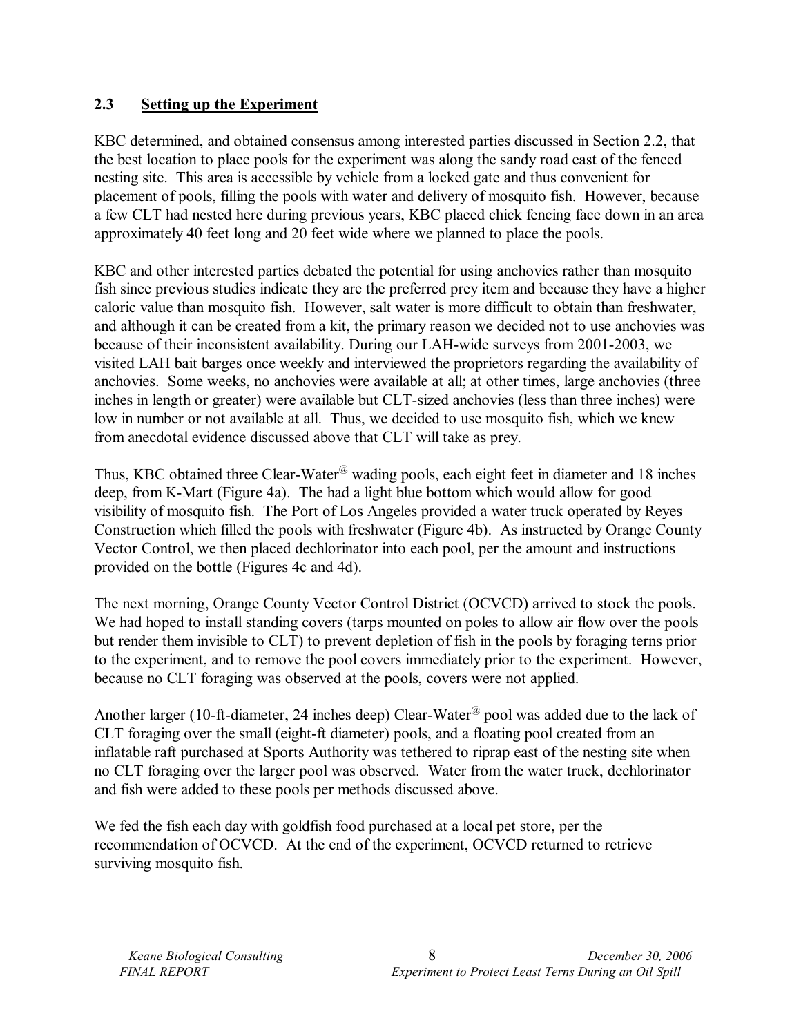## 2.3 Setting up the Experiment

KBC determined, and obtained consensus among interested parties discussed in Section 2.2, that the best location to place pools for the experiment was along the sandy road east of the fenced nesting site. This area is accessible by vehicle from a locked gate and thus convenient for placement of pools, filling the pools with water and delivery of mosquito fish. However, because a few CLT had nested here during previous years, KBC placed chick fencing face down in an area approximately 40 feet long and 20 feet wide where we planned to place the pools.

KBC and other interested parties debated the potential for using anchovies rather than mosquito fish since previous studies indicate they are the preferred prey item and because they have a higher caloric value than mosquito fish. However, salt water is more difficult to obtain than freshwater, and although it can be created from a kit, the primary reason we decided not to use anchovies was because of their inconsistent availability. During our LAH-wide surveys from 2001-2003, we visited LAH bait barges once weekly and interviewed the proprietors regarding the availability of anchovies. Some weeks, no anchovies were available at all; at other times, large anchovies (three inches in length or greater) were available but CLT-sized anchovies (less than three inches) were low in number or not available at all. Thus, we decided to use mosquito fish, which we knew from anecdotal evidence discussed above that CLT will take as prey.

Thus, KBC obtained three Clear-Water[@] wading pools, each eight feet in diameter and 18 inches deep, from K-Mart (Figure 4a). The had a light blue bottom which would allow for good visibility of mosquito fish. The Port of Los Angeles provided a water truck operated by Reyes Construction which filled the pools with freshwater (Figure 4b). As instructed by Orange County Vector Control, we then placed dechlorinator into each pool, per the amount and instructions provided on the bottle (Figures 4c and 4d).

The next morning, Orange County Vector Control District (OCVCD) arrived to stock the pools. We had hoped to install standing covers (tarps mounted on poles to allow air flow over the pools but render them invisible to CLT) to prevent depletion of fish in the pools by foraging terns prior to the experiment, and to remove the pool covers immediately prior to the experiment. However, because no CLT foraging was observed at the pools, covers were not applied.

Another larger (10-ft-diameter, 24 inches deep) Clear-Water[@] pool was added due to the lack of CLT foraging over the small (eight-ft diameter) pools, and a floating pool created from an inflatable raft purchased at Sports Authority was tethered to riprap east of the nesting site when no CLT foraging over the larger pool was observed. Water from the water truck, dechlorinator and fish were added to these pools per methods discussed above.

We fed the fish each day with goldfish food purchased at a local pet store, per the recommendation of OCVCD. At the end of the experiment, OCVCD returned to retrieve surviving mosquito fish.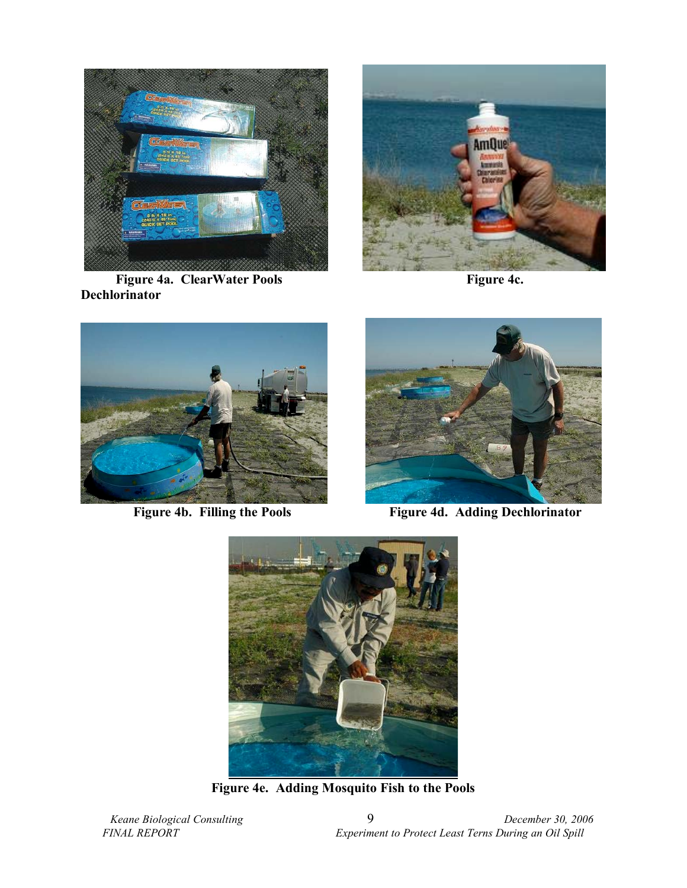Figure 4a. ClearWater Pools

Figure 4c. Dechlorinator

Figure 4b. Filling the Pools

Figure 4d. Adding Dechlorinator

Figure 4e. Adding Mosquito Fish to the Pools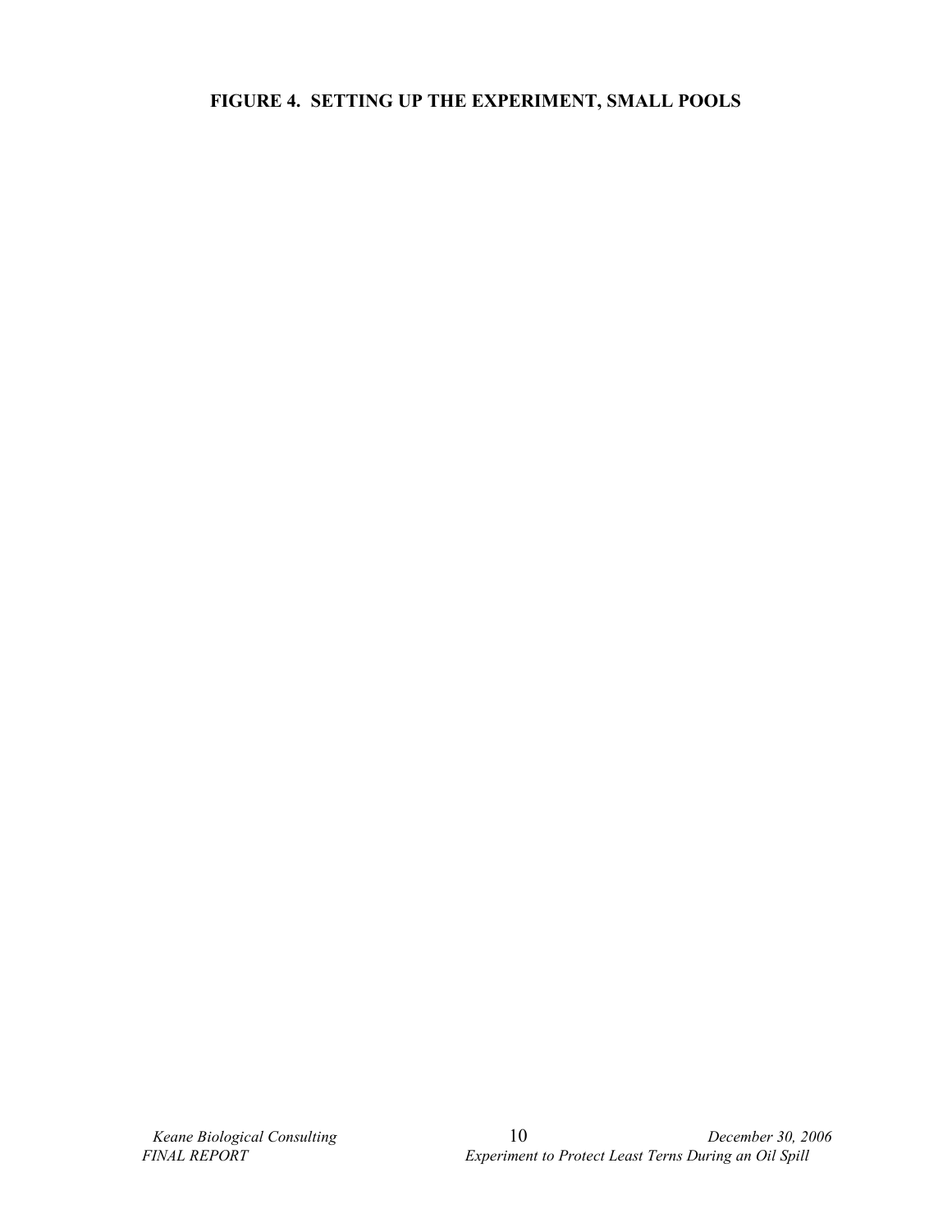**FIGURE 4. SETTING UP THE EXPERIMENT, SMALL POOLS**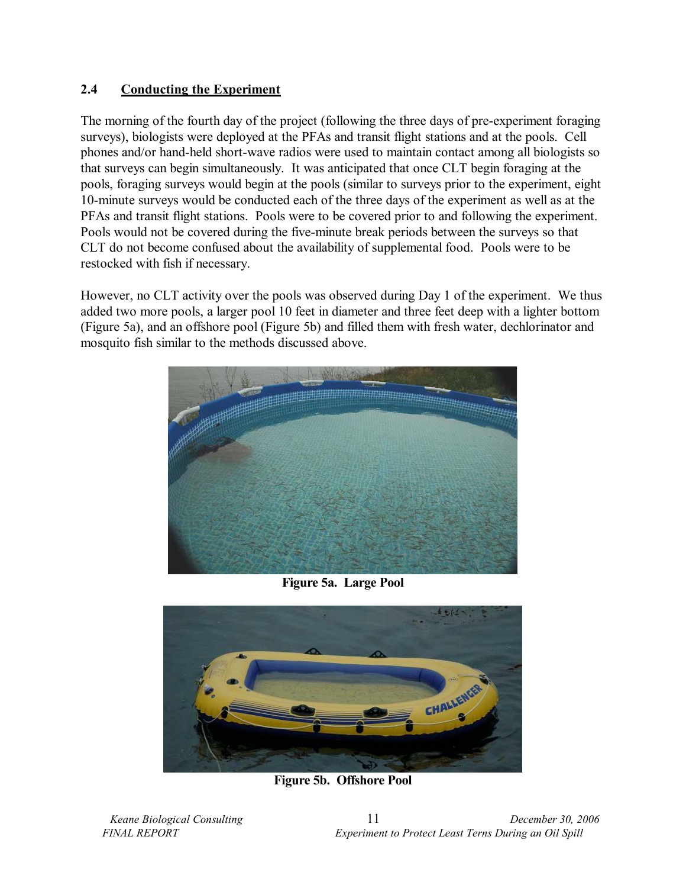## 2.4 Conducting the Experiment

The morning of the fourth day of the project (following the three days of pre-experiment foraging surveys), biologists were deployed at the PFAs and transit flight stations and at the pools. Cell phones and/or hand-held short-wave radios were used to maintain contact among all biologists so that surveys can begin simultaneously. It was anticipated that once CLT begin foraging at the pools, foraging surveys would begin at the pools (similar to surveys prior to the experiment, eight 10-minute surveys would be conducted each of the three days of the experiment as well as at the PFAs and transit flight stations. Pools were to be covered prior to and following the experiment. Pools would not be covered during the five-minute break periods between the surveys so that CLT do not become confused about the availability of supplemental food. Pools were to be restocked with fish if necessary.

However, no CLT activity over the pools was observed during Day 1 of the experiment. We thus added two more pools, a larger pool 10 feet in diameter and three feet deep with a lighter bottom (Figure 5a), and an offshore pool (Figure 5b) and filled them with fresh water, dechlorinator and mosquito fish similar to the methods discussed above.

**Figure 5a. Large Pool**

**Figure 5b. Offshore Pool**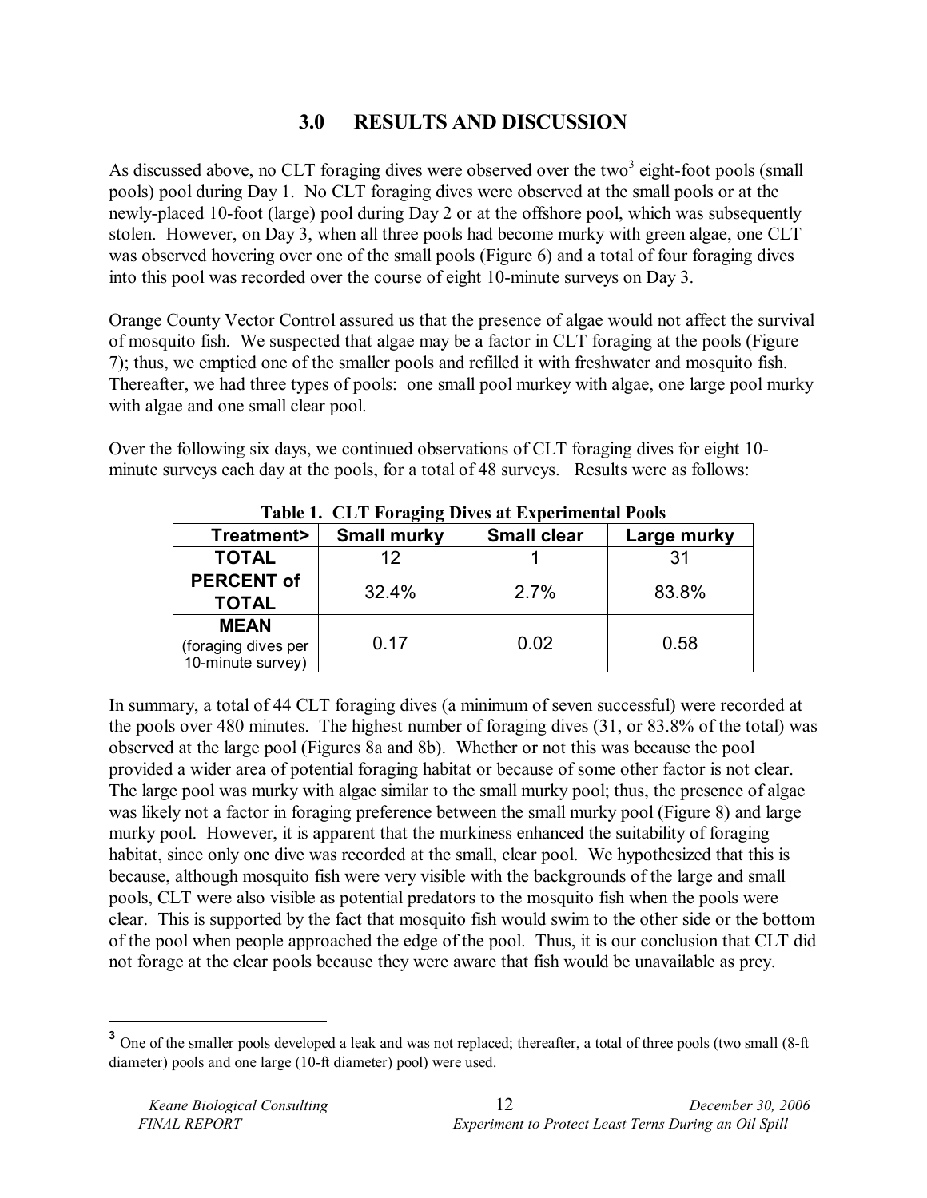## 3.0 RESULTS AND DISCUSSION

As discussed above, no CLT foraging dives were observed over the two[3] eight-foot pools (small pools) pool during Day 1. No CLT foraging dives were observed at the small pools or at the newly-placed 10-foot (large) pool during Day 2 or at the offshore pool, which was subsequently stolen. However, on Day 3, when all three pools had become murky with green algae, one CLT was observed hovering over one of the small pools (Figure 6) and a total of four foraging dives into this pool was recorded over the course of eight 10-minute surveys on Day 3.

Orange County Vector Control assured us that the presence of algae would not affect the survival of mosquito fish. We suspected that algae may be a factor in CLT foraging at the pools (Figure 7); thus, we emptied one of the smaller pools and refilled it with freshwater and mosquito fish. Thereafter, we had three types of pools: one small pool murkey with algae, one large pool murky with algae and one small clear pool.

Over the following six days, we continued observations of CLT foraging dives for eight 10-minute surveys each day at the pools, for a total of 48 surveys. Results were as follows:

**Table 1. CLT Foraging Dives at Experimental Pools**

| Treatment> | Small murky | Small clear | Large murky |
|---|---|---|---|
| **TOTAL** | 12 | 1 | 31 |
| **PERCENT of TOTAL** | 32.4% | 2.7% | 83.8% |
| **MEAN** (foraging dives per 10-minute survey) | 0.17 | 0.02 | 0.58 |

In summary, a total of 44 CLT foraging dives (a minimum of seven successful) were recorded at the pools over 480 minutes. The highest number of foraging dives (31, or 83.8% of the total) was observed at the large pool (Figures 8a and 8b). Whether or not this was because the pool provided a wider area of potential foraging habitat or because of some other factor is not clear. The large pool was murky with algae similar to the small murky pool; thus, the presence of algae was likely not a factor in foraging preference between the small murky pool (Figure 8) and large murky pool. However, it is apparent that the murkiness enhanced the suitability of foraging habitat, since only one dive was recorded at the small, clear pool. We hypothesized that this is because, although mosquito fish were very visible with the backgrounds of the large and small pools, CLT were also visible as potential predators to the mosquito fish when the pools were clear. This is supported by the fact that mosquito fish would swim to the other side or the bottom of the pool when people approached the edge of the pool. Thus, it is our conclusion that CLT did not forage at the clear pools because they were aware that fish would be unavailable as prey.

---

[3] One of the smaller pools developed a leak and was not replaced; thereafter, a total of three pools (two small (8-ft diameter) pools and one large (10-ft diameter) pool) were used.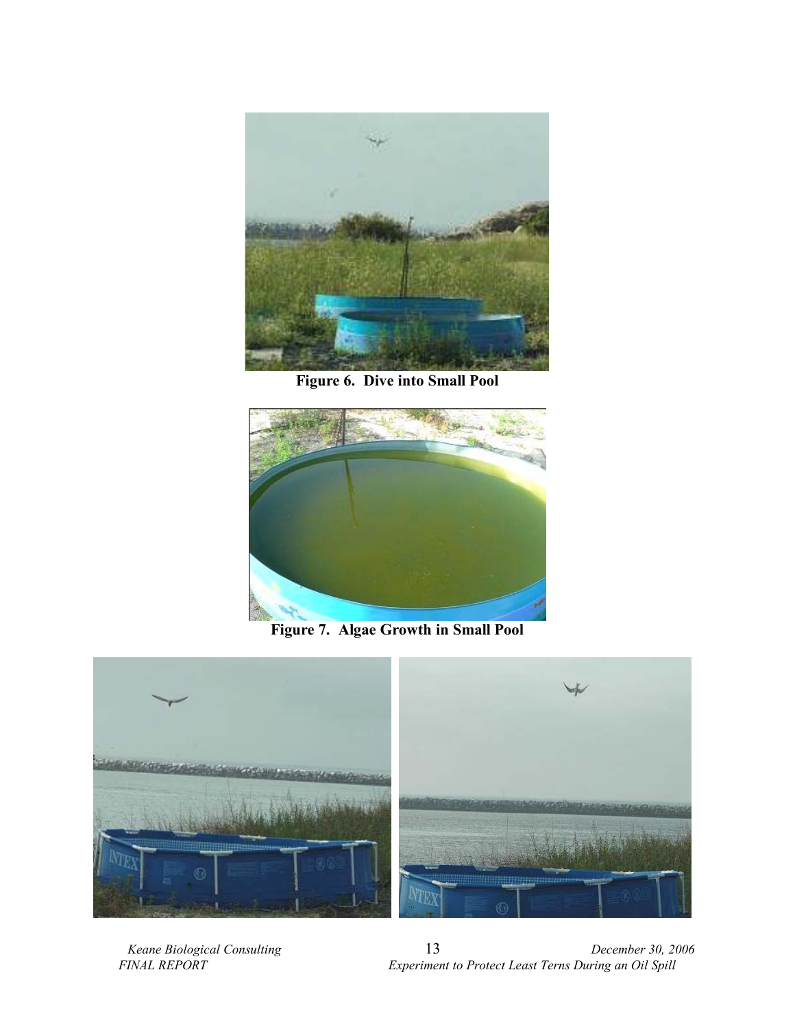**Figure 6. Dive into Small Pool**

**Figure 7. Algae Growth in Small Pool**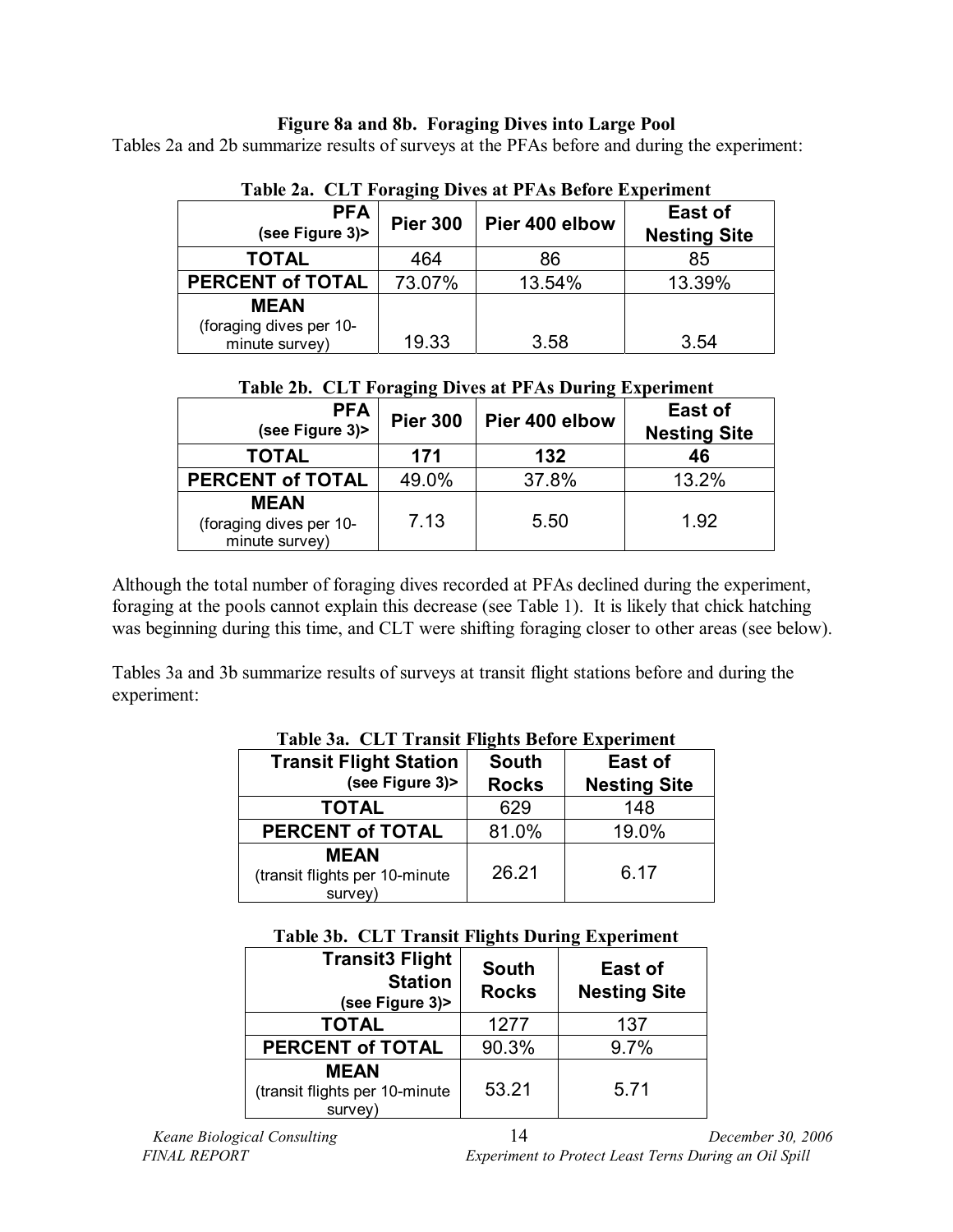**Figure 8a and 8b. Foraging Dives into Large Pool**

Tables 2a and 2b summarize results of surveys at the PFAs before and during the experiment:

**Table 2a. CLT Foraging Dives at PFAs Before Experiment**

| PFA (see Figure 3)> | Pier 300 | Pier 400 elbow | East of Nesting Site |
|---|---|---|---|
| TOTAL | 464 | 86 | 85 |
| PERCENT of TOTAL | 73.07% | 13.54% | 13.39% |
| MEAN (foraging dives per 10-minute survey) | 19.33 | 3.58 | 3.54 |

**Table 2b. CLT Foraging Dives at PFAs During Experiment**

| PFA (see Figure 3)> | Pier 300 | Pier 400 elbow | East of Nesting Site |
|---|---|---|---|
| TOTAL | **171** | **132** | **46** |
| PERCENT of TOTAL | 49.0% | 37.8% | 13.2% |
| MEAN (foraging dives per 10-minute survey) | 7.13 | 5.50 | 1.92 |

Although the total number of foraging dives recorded at PFAs declined during the experiment, foraging at the pools cannot explain this decrease (see Table 1). It is likely that chick hatching was beginning during this time, and CLT were shifting foraging closer to other areas (see below).

Tables 3a and 3b summarize results of surveys at transit flight stations before and during the experiment:

**Table 3a. CLT Transit Flights Before Experiment**

| Transit Flight Station (see Figure 3)> | South Rocks | East of Nesting Site |
|---|---|---|
| TOTAL | 629 | 148 |
| PERCENT of TOTAL | 81.0% | 19.0% |
| MEAN (transit flights per 10-minute survey) | 26.21 | 6.17 |

**Table 3b. CLT Transit Flights During Experiment**

| Transit3 Flight Station (see Figure 3)> | South Rocks | East of Nesting Site |
|---|---|---|
| TOTAL | 1277 | 137 |
| PERCENT of TOTAL | 90.3% | 9.7% |
| MEAN (transit flights per 10-minute survey) | 53.21 | 5.71 |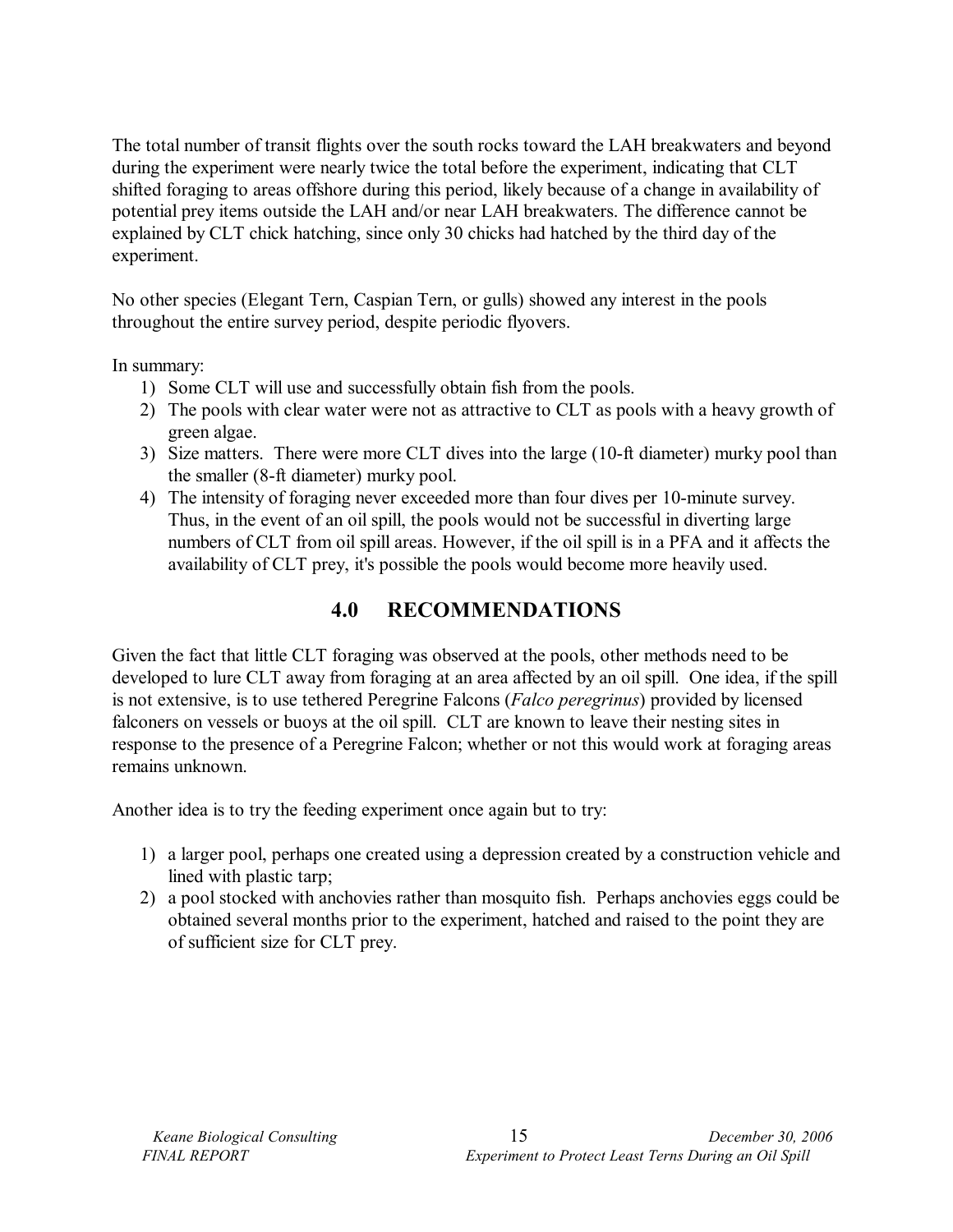The total number of transit flights over the south rocks toward the LAH breakwaters and beyond during the experiment were nearly twice the total before the experiment, indicating that CLT shifted foraging to areas offshore during this period, likely because of a change in availability of potential prey items outside the LAH and/or near LAH breakwaters. The difference cannot be explained by CLT chick hatching, since only 30 chicks had hatched by the third day of the experiment.

No other species (Elegant Tern, Caspian Tern, or gulls) showed any interest in the pools throughout the entire survey period, despite periodic flyovers.

In summary:

1) Some CLT will use and successfully obtain fish from the pools.
2) The pools with clear water were not as attractive to CLT as pools with a heavy growth of green algae.
3) Size matters. There were more CLT dives into the large (10-ft diameter) murky pool than the smaller (8-ft diameter) murky pool.
4) The intensity of foraging never exceeded more than four dives per 10-minute survey. Thus, in the event of an oil spill, the pools would not be successful in diverting large numbers of CLT from oil spill areas. However, if the oil spill is in a PFA and it affects the availability of CLT prey, it's possible the pools would become more heavily used.

## 4.0 RECOMMENDATIONS

Given the fact that little CLT foraging was observed at the pools, other methods need to be developed to lure CLT away from foraging at an area affected by an oil spill. One idea, if the spill is not extensive, is to use tethered Peregrine Falcons (*Falco peregrinus*) provided by licensed falconers on vessels or buoys at the oil spill. CLT are known to leave their nesting sites in response to the presence of a Peregrine Falcon; whether or not this would work at foraging areas remains unknown.

Another idea is to try the feeding experiment once again but to try:

1) a larger pool, perhaps one created using a depression created by a construction vehicle and lined with plastic tarp;
2) a pool stocked with anchovies rather than mosquito fish. Perhaps anchovies eggs could be obtained several months prior to the experiment, hatched and raised to the point they are of sufficient size for CLT prey.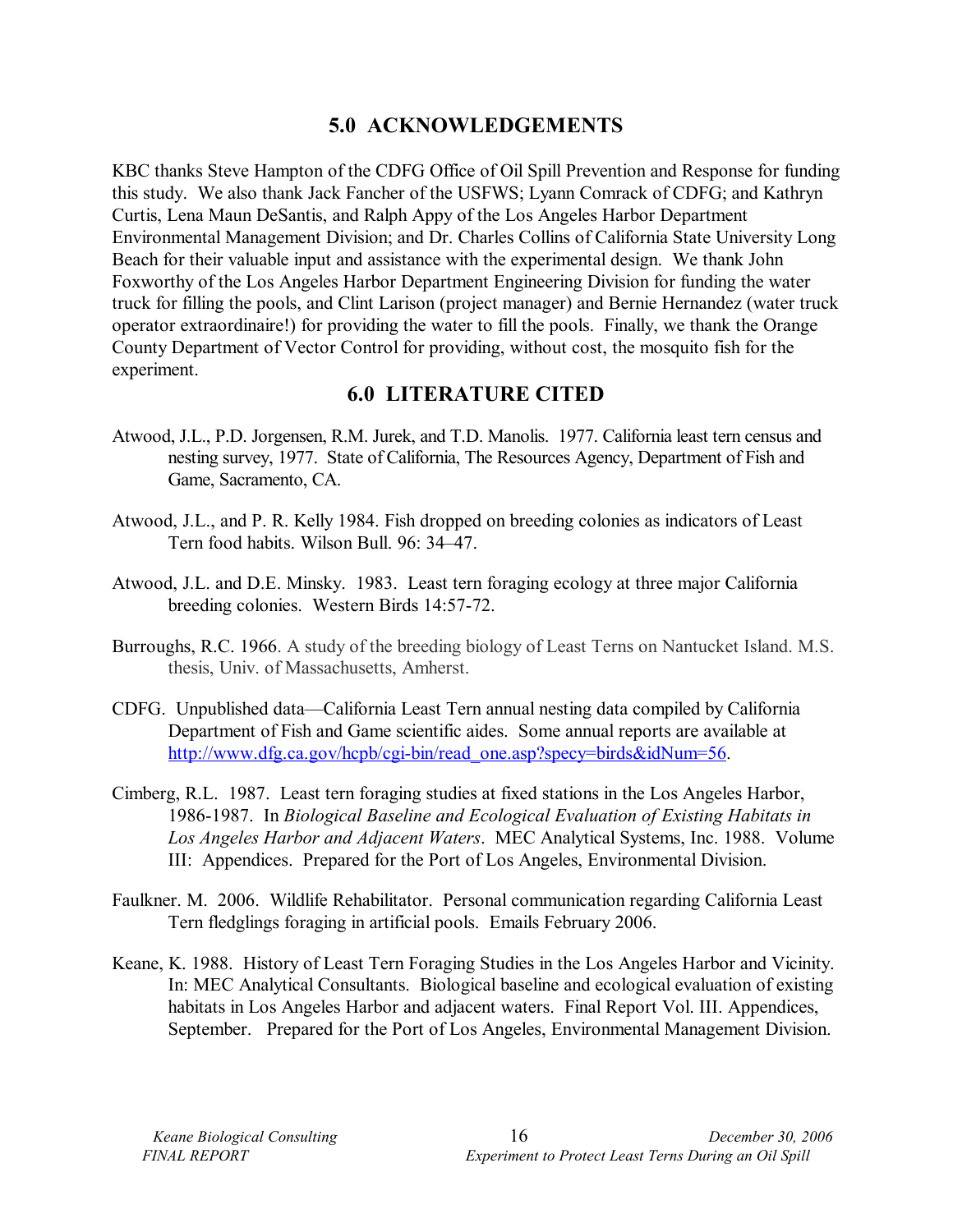## 5.0 ACKNOWLEDGEMENTS

KBC thanks Steve Hampton of the CDFG Office of Oil Spill Prevention and Response for funding this study. We also thank Jack Fancher of the USFWS; Lyann Comrack of CDFG; and Kathryn Curtis, Lena Maun DeSantis, and Ralph Appy of the Los Angeles Harbor Department Environmental Management Division; and Dr. Charles Collins of California State University Long Beach for their valuable input and assistance with the experimental design. We thank John Foxworthy of the Los Angeles Harbor Department Engineering Division for funding the water truck for filling the pools, and Clint Larison (project manager) and Bernie Hernandez (water truck operator extraordinaire!) for providing the water to fill the pools. Finally, we thank the Orange County Department of Vector Control for providing, without cost, the mosquito fish for the experiment.

## 6.0 LITERATURE CITED

Atwood, J.L., P.D. Jorgensen, R.M. Jurek, and T.D. Manolis. 1977. California least tern census and nesting survey, 1977. State of California, The Resources Agency, Department of Fish and Game, Sacramento, CA.

Atwood, J.L., and P. R. Kelly 1984. Fish dropped on breeding colonies as indicators of Least Tern food habits. Wilson Bull. 96: 34–47.

Atwood, J.L. and D.E. Minsky. 1983. Least tern foraging ecology at three major California breeding colonies. Western Birds 14:57-72.

Burroughs, R.C. 1966. A study of the breeding biology of Least Terns on Nantucket Island. M.S. thesis, Univ. of Massachusetts, Amherst.

CDFG. Unpublished data—California Least Tern annual nesting data compiled by California Department of Fish and Game scientific aides. Some annual reports are available at http://www.dfg.ca.gov/hcpb/cgi-bin/read_one.asp?specy=birds&idNum=56.

Cimberg, R.L. 1987. Least tern foraging studies at fixed stations in the Los Angeles Harbor, 1986-1987. In *Biological Baseline and Ecological Evaluation of Existing Habitats in Los Angeles Harbor and Adjacent Waters*. MEC Analytical Systems, Inc. 1988. Volume III: Appendices. Prepared for the Port of Los Angeles, Environmental Division.

Faulkner. M. 2006. Wildlife Rehabilitator. Personal communication regarding California Least Tern fledglings foraging in artificial pools. Emails February 2006.

Keane, K. 1988. History of Least Tern Foraging Studies in the Los Angeles Harbor and Vicinity. In: MEC Analytical Consultants. Biological baseline and ecological evaluation of existing habitats in Los Angeles Harbor and adjacent waters. Final Report Vol. III. Appendices, September. Prepared for the Port of Los Angeles, Environmental Management Division.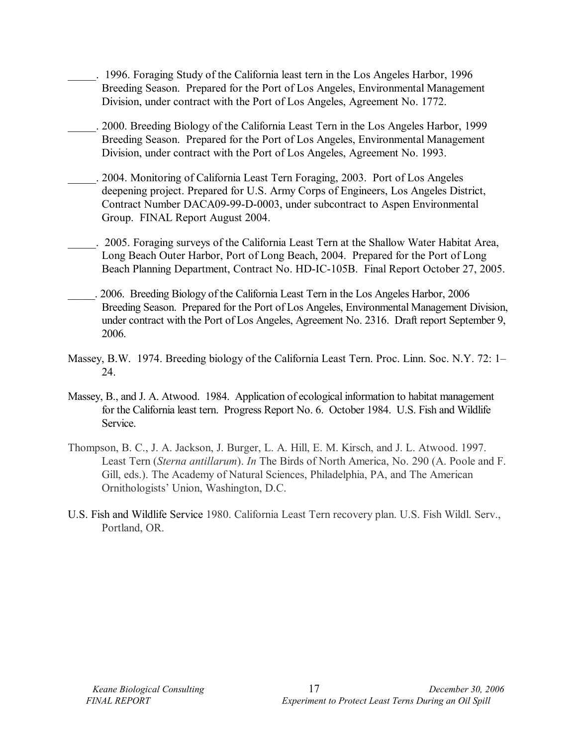_____.  1996. Foraging Study of the California least tern in the Los Angeles Harbor, 1996 Breeding Season.  Prepared for the Port of Los Angeles, Environmental Management Division, under contract with the Port of Los Angeles, Agreement No. 1772.

_____. 2000. Breeding Biology of the California Least Tern in the Los Angeles Harbor, 1999 Breeding Season.  Prepared for the Port of Los Angeles, Environmental Management Division, under contract with the Port of Los Angeles, Agreement No. 1993.

_____. 2004. Monitoring of California Least Tern Foraging, 2003.  Port of Los Angeles deepening project. Prepared for U.S. Army Corps of Engineers, Los Angeles District, Contract Number DACA09-99-D-0003, under subcontract to Aspen Environmental Group.  FINAL Report August 2004.

_____.  2005. Foraging surveys of the California Least Tern at the Shallow Water Habitat Area, Long Beach Outer Harbor, Port of Long Beach, 2004.  Prepared for the Port of Long Beach Planning Department, Contract No. HD-IC-105B.  Final Report October 27, 2005.

_____. 2006.  Breeding Biology of the California Least Tern in the Los Angeles Harbor, 2006 Breeding Season.  Prepared for the Port of Los Angeles, Environmental Management Division, under contract with the Port of Los Angeles, Agreement No. 2316.  Draft report September 9, 2006.

Massey, B.W.  1974. Breeding biology of the California Least Tern. Proc. Linn. Soc. N.Y. 72: 1–24.

Massey, B., and J. A. Atwood.  1984.  Application of ecological information to habitat management for the California least tern.  Progress Report No. 6.  October 1984.  U.S. Fish and Wildlife Service.

Thompson, B. C., J. A. Jackson, J. Burger, L. A. Hill, E. M. Kirsch, and J. L. Atwood. 1997. Least Tern (*Sterna antillarum*). *In* The Birds of North America, No. 290 (A. Poole and F. Gill, eds.). The Academy of Natural Sciences, Philadelphia, PA, and The American Ornithologists' Union, Washington, D.C.

U.S. Fish and Wildlife Service 1980. California Least Tern recovery plan. U.S. Fish Wildl. Serv., Portland, OR.